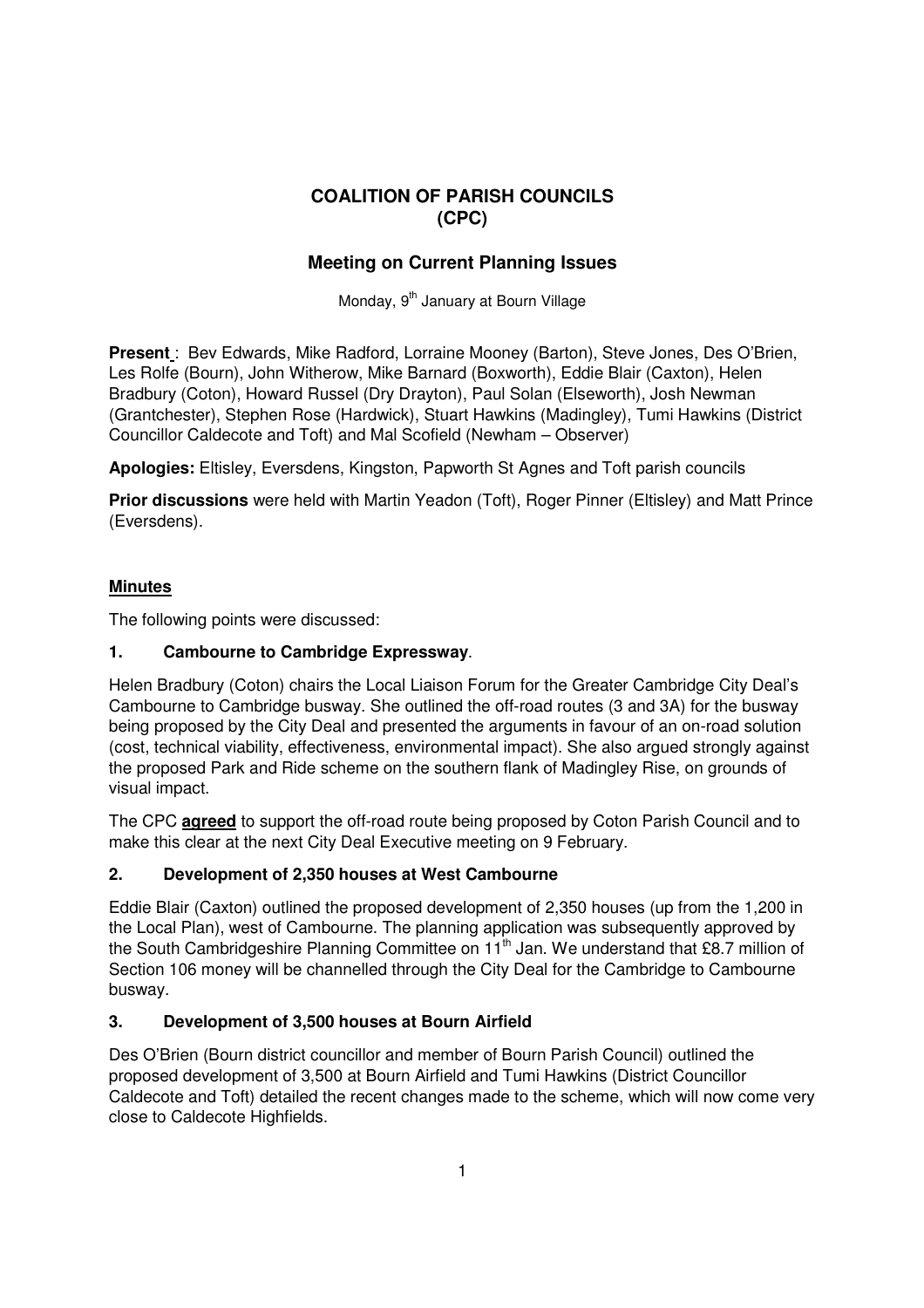# COALITION OF PARISH COUNCILS (CPC)

## Meeting on Current Planning Issues

Monday, 9th January at Bourn Village

**Present** : Bev Edwards, Mike Radford, Lorraine Mooney (Barton), Steve Jones, Des O'Brien, Les Rolfe (Bourn), John Witherow, Mike Barnard (Boxworth), Eddie Blair (Caxton), Helen Bradbury (Coton), Howard Russel (Dry Drayton), Paul Solan (Elseworth), Josh Newman (Grantchester), Stephen Rose (Hardwick), Stuart Hawkins (Madingley), Tumi Hawkins (District Councillor Caldecote and Toft) and Mal Scofield (Newham – Observer)

**Apologies:** Eltisley, Eversdens, Kingston, Papworth St Agnes and Toft parish councils

**Prior discussions** were held with Martin Yeadon (Toft), Roger Pinner (Eltisley) and Matt Prince (Eversdens).

### Minutes

The following points were discussed:

### 1. Cambourne to Cambridge Expressway.

Helen Bradbury (Coton) chairs the Local Liaison Forum for the Greater Cambridge City Deal's Cambourne to Cambridge busway. She outlined the off-road routes (3 and 3A) for the busway being proposed by the City Deal and presented the arguments in favour of an on-road solution (cost, technical viability, effectiveness, environmental impact). She also argued strongly against the proposed Park and Ride scheme on the southern flank of Madingley Rise, on grounds of visual impact.

The CPC **agreed** to support the off-road route being proposed by Coton Parish Council and to make this clear at the next City Deal Executive meeting on 9 February.

### 2. Development of 2,350 houses at West Cambourne

Eddie Blair (Caxton) outlined the proposed development of 2,350 houses (up from the 1,200 in the Local Plan), west of Cambourne. The planning application was subsequently approved by the South Cambridgeshire Planning Committee on 11th Jan. We understand that £8.7 million of Section 106 money will be channelled through the City Deal for the Cambridge to Cambourne busway.

### 3. Development of 3,500 houses at Bourn Airfield

Des O'Brien (Bourn district councillor and member of Bourn Parish Council) outlined the proposed development of 3,500 at Bourn Airfield and Tumi Hawkins (District Councillor Caldecote and Toft) detailed the recent changes made to the scheme, which will now come very close to Caldecote Highfields.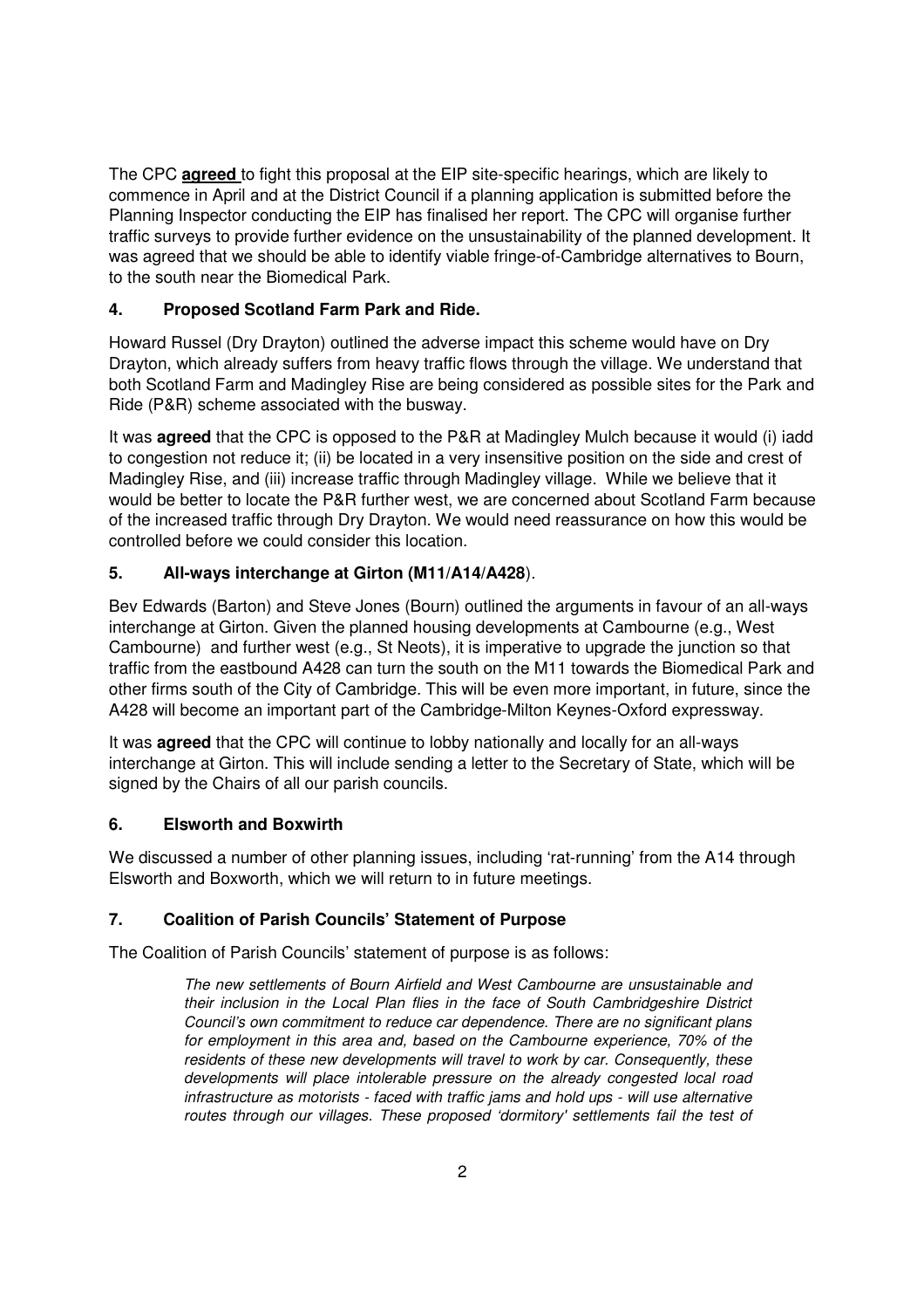The CPC **agreed** to fight this proposal at the EIP site-specific hearings, which are likely to commence in April and at the District Council if a planning application is submitted before the Planning Inspector conducting the EIP has finalised her report. The CPC will organise further traffic surveys to provide further evidence on the unsustainability of the planned development. It was agreed that we should be able to identify viable fringe-of-Cambridge alternatives to Bourn, to the south near the Biomedical Park.

### 4. Proposed Scotland Farm Park and Ride.

Howard Russel (Dry Drayton) outlined the adverse impact this scheme would have on Dry Drayton, which already suffers from heavy traffic flows through the village. We understand that both Scotland Farm and Madingley Rise are being considered as possible sites for the Park and Ride (P&R) scheme associated with the busway.

It was **agreed** that the CPC is opposed to the P&R at Madingley Mulch because it would (i) iadd to congestion not reduce it; (ii) be located in a very insensitive position on the side and crest of Madingley Rise, and (iii) increase traffic through Madingley village. While we believe that it would be better to locate the P&R further west, we are concerned about Scotland Farm because of the increased traffic through Dry Drayton. We would need reassurance on how this would be controlled before we could consider this location.

### 5. All-ways interchange at Girton (M11/A14/A428).

Bev Edwards (Barton) and Steve Jones (Bourn) outlined the arguments in favour of an all-ways interchange at Girton. Given the planned housing developments at Cambourne (e.g., West Cambourne) and further west (e.g., St Neots), it is imperative to upgrade the junction so that traffic from the eastbound A428 can turn the south on the M11 towards the Biomedical Park and other firms south of the City of Cambridge. This will be even more important, in future, since the A428 will become an important part of the Cambridge-Milton Keynes-Oxford expressway.

It was **agreed** that the CPC will continue to lobby nationally and locally for an all-ways interchange at Girton. This will include sending a letter to the Secretary of State, which will be signed by the Chairs of all our parish councils.

### 6. Elsworth and Boxwirth

We discussed a number of other planning issues, including 'rat-running' from the A14 through Elsworth and Boxworth, which we will return to in future meetings.

### 7. Coalition of Parish Councils' Statement of Purpose

The Coalition of Parish Councils' statement of purpose is as follows:

> *The new settlements of Bourn Airfield and West Cambourne are unsustainable and their inclusion in the Local Plan flies in the face of South Cambridgeshire District Council's own commitment to reduce car dependence. There are no significant plans for employment in this area and, based on the Cambourne experience, 70% of the residents of these new developments will travel to work by car. Consequently, these developments will place intolerable pressure on the already congested local road infrastructure as motorists - faced with traffic jams and hold ups - will use alternative routes through our villages. These proposed 'dormitory' settlements fail the test of*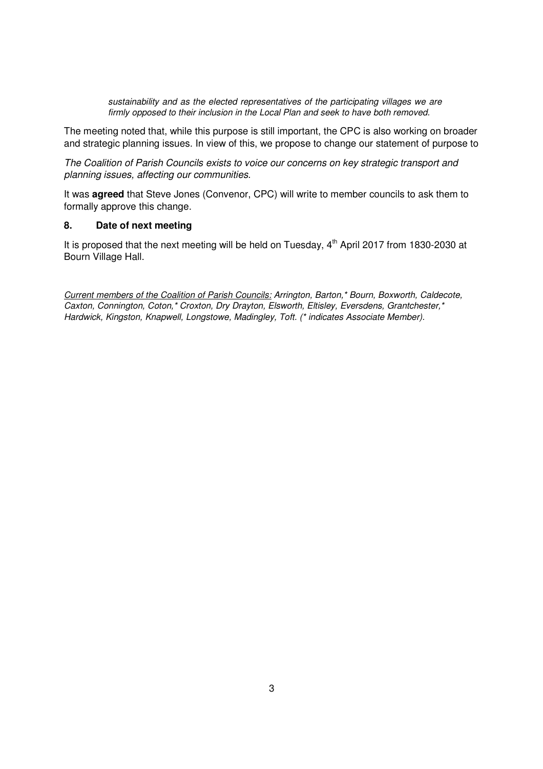*sustainability and as the elected representatives of the participating villages we are firmly opposed to their inclusion in the Local Plan and seek to have both removed.*

The meeting noted that, while this purpose is still important, the CPC is also working on broader and strategic planning issues. In view of this, we propose to change our statement of purpose to

*The Coalition of Parish Councils exists to voice our concerns on key strategic transport and planning issues, affecting our communities.*

It was **agreed** that Steve Jones (Convenor, CPC) will write to member councils to ask them to formally approve this change.

## 8. Date of next meeting

It is proposed that the next meeting will be held on Tuesday, 4th April 2017 from 1830-2030 at Bourn Village Hall.

*Current members of the Coalition of Parish Councils: Arrington, Barton,* Bourn, Boxworth, Caldecote, Caxton, Connington, Coton,* Croxton, Dry Drayton, Elsworth, Eltisley, Eversdens, Grantchester,* Hardwick, Kingston, Knapwell, Longstowe, Madingley, Toft. (* indicates Associate Member).*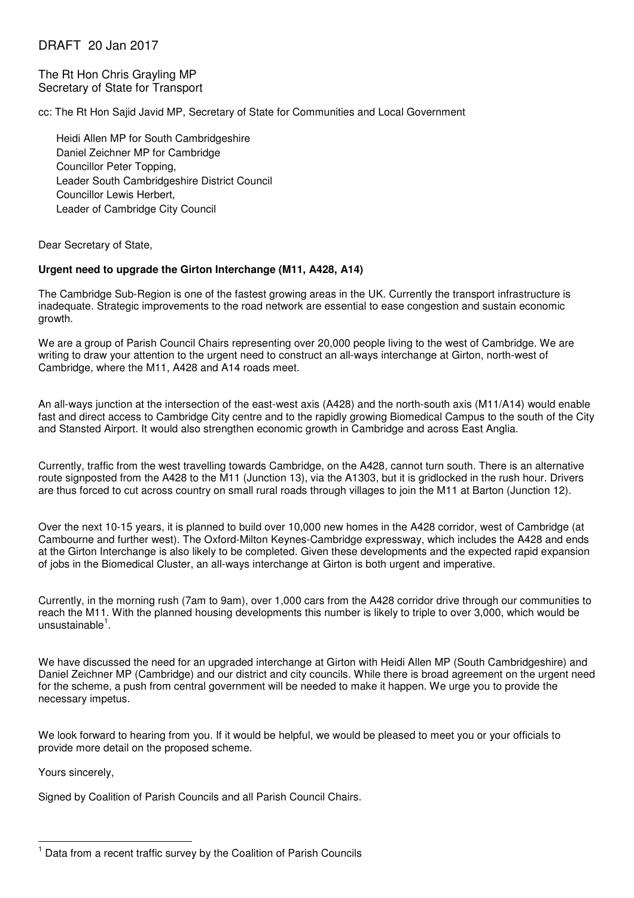DRAFT 20 Jan 2017

The Rt Hon Chris Grayling MP
Secretary of State for Transport

cc: The Rt Hon Sajid Javid MP, Secretary of State for Communities and Local Government

Heidi Allen MP for South Cambridgeshire
Daniel Zeichner MP for Cambridge
Councillor Peter Topping,
Leader South Cambridgeshire District Council
Councillor Lewis Herbert,
Leader of Cambridge City Council

Dear Secretary of State,

**Urgent need to upgrade the Girton Interchange (M11, A428, A14)**

The Cambridge Sub-Region is one of the fastest growing areas in the UK. Currently the transport infrastructure is inadequate. Strategic improvements to the road network are essential to ease congestion and sustain economic growth.

We are a group of Parish Council Chairs representing over 20,000 people living to the west of Cambridge. We are writing to draw your attention to the urgent need to construct an all-ways interchange at Girton, north-west of Cambridge, where the M11, A428 and A14 roads meet.

An all-ways junction at the intersection of the east-west axis (A428) and the north-south axis (M11/A14) would enable fast and direct access to Cambridge City centre and to the rapidly growing Biomedical Campus to the south of the City and Stansted Airport. It would also strengthen economic growth in Cambridge and across East Anglia.

Currently, traffic from the west travelling towards Cambridge, on the A428, cannot turn south. There is an alternative route signposted from the A428 to the M11 (Junction 13), via the A1303, but it is gridlocked in the rush hour. Drivers are thus forced to cut across country on small rural roads through villages to join the M11 at Barton (Junction 12).

Over the next 10-15 years, it is planned to build over 10,000 new homes in the A428 corridor, west of Cambridge (at Cambourne and further west). The Oxford-Milton Keynes-Cambridge expressway, which includes the A428 and ends at the Girton Interchange is also likely to be completed. Given these developments and the expected rapid expansion of jobs in the Biomedical Cluster, an all-ways interchange at Girton is both urgent and imperative.

Currently, in the morning rush (7am to 9am), over 1,000 cars from the A428 corridor drive through our communities to reach the M11. With the planned housing developments this number is likely to triple to over 3,000, which would be unsustainable[1].

We have discussed the need for an upgraded interchange at Girton with Heidi Allen MP (South Cambridgeshire) and Daniel Zeichner MP (Cambridge) and our district and city councils. While there is broad agreement on the urgent need for the scheme, a push from central government will be needed to make it happen. We urge you to provide the necessary impetus.

We look forward to hearing from you. If it would be helpful, we would be pleased to meet you or your officials to provide more detail on the proposed scheme.

Yours sincerely,

Signed by Coalition of Parish Councils and all Parish Council Chairs.

---

[1] Data from a recent traffic survey by the Coalition of Parish Councils